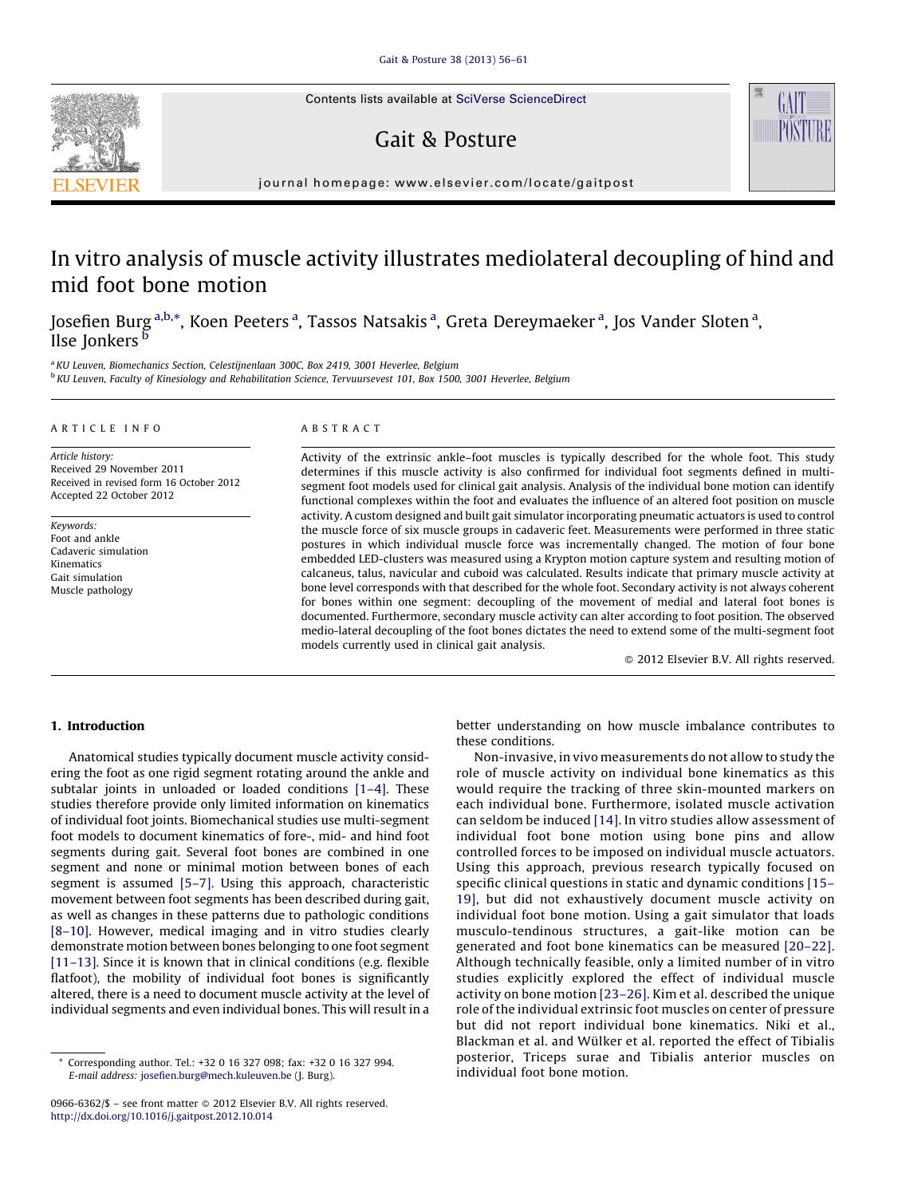# In vitro analysis of muscle activity illustrates mediolateral decoupling of hind and mid foot bone motion

Josefien Burg [a,b,*], Koen Peeters [a], Tassos Natsakis [a], Greta Dereymaeker [a], Jos Vander Sloten [a], Ilse Jonkers [b]

[a] KU Leuven, Biomechanics Section, Celestijnenlaan 300C, Box 2419, 3001 Heverlee, Belgium

[b] KU Leuven, Faculty of Kinesiology and Rehabilitation Science, Tervuursevest 101, Box 1500, 3001 Heverlee, Belgium

## ARTICLE INFO

*Article history:*
Received 29 November 2011
Received in revised form 16 October 2012
Accepted 22 October 2012

*Keywords:*
Foot and ankle
Cadaveric simulation
Kinematics
Gait simulation
Muscle pathology

## ABSTRACT

Activity of the extrinsic ankle–foot muscles is typically described for the whole foot. This study determines if this muscle activity is also confirmed for individual foot segments defined in multi-segment foot models used for clinical gait analysis. Analysis of the individual bone motion can identify functional complexes within the foot and evaluates the influence of an altered foot position on muscle activity. A custom designed and built gait simulator incorporating pneumatic actuators is used to control the muscle force of six muscle groups in cadaveric feet. Measurements were performed in three static postures in which individual muscle force was incrementally changed. The motion of four bone embedded LED-clusters was measured using a Krypton motion capture system and resulting motion of calcaneus, talus, navicular and cuboid was calculated. Results indicate that primary muscle activity at bone level corresponds with that described for the whole foot. Secondary activity is not always coherent for bones within one segment: decoupling of the movement of medial and lateral foot bones is documented. Furthermore, secondary muscle activity can alter according to foot position. The observed medio-lateral decoupling of the foot bones dictates the need to extend some of the multi-segment foot models currently used in clinical gait analysis.

© 2012 Elsevier B.V. All rights reserved.

## 1. Introduction

Anatomical studies typically document muscle activity considering the foot as one rigid segment rotating around the ankle and subtalar joints in unloaded or loaded conditions [1–4]. These studies therefore provide only limited information on kinematics of individual foot joints. Biomechanical studies use multi-segment foot models to document kinematics of fore-, mid- and hind foot segments during gait. Several foot bones are combined in one segment and none or minimal motion between bones of each segment is assumed [5–7]. Using this approach, characteristic movement between foot segments has been described during gait, as well as changes in these patterns due to pathologic conditions [8–10]. However, medical imaging and in vitro studies clearly demonstrate motion between bones belonging to one foot segment [11–13]. Since it is known that in clinical conditions (e.g. flexible flatfoot), the mobility of individual foot bones is significantly altered, there is a need to document muscle activity at the level of individual segments and even individual bones. This will result in a better understanding on how muscle imbalance contributes to these conditions.

Non-invasive, in vivo measurements do not allow to study the role of muscle activity on individual bone kinematics as this would require the tracking of three skin-mounted markers on each individual bone. Furthermore, isolated muscle activation can seldom be induced [14]. In vitro studies allow assessment of individual foot bone motion using bone pins and allow controlled forces to be imposed on individual muscle actuators. Using this approach, previous research typically focused on specific clinical questions in static and dynamic conditions [15–19], but did not exhaustively document muscle activity on individual foot bone motion. Using a gait simulator that loads musculo-tendinous structures, a gait-like motion can be generated and foot bone kinematics can be measured [20–22]. Although technically feasible, only a limited number of in vitro studies explicitly explored the effect of individual muscle activity on bone motion [23–26]. Kim et al. described the unique role of the individual extrinsic foot muscles on center of pressure but did not report individual bone kinematics. Niki et al., Blackman et al. and Wülker et al. reported the effect of Tibialis posterior, Triceps surae and Tibialis anterior muscles on individual foot bone motion.

---

\* Corresponding author. Tel.: +32 0 16 327 098; fax: +32 0 16 327 994.
*E-mail address:* josefien.burg@mech.kuleuven.be (J. Burg).

0966-6362/$ – see front matter © 2012 Elsevier B.V. All rights reserved.
http://dx.doi.org/10.1016/j.gaitpost.2012.10.014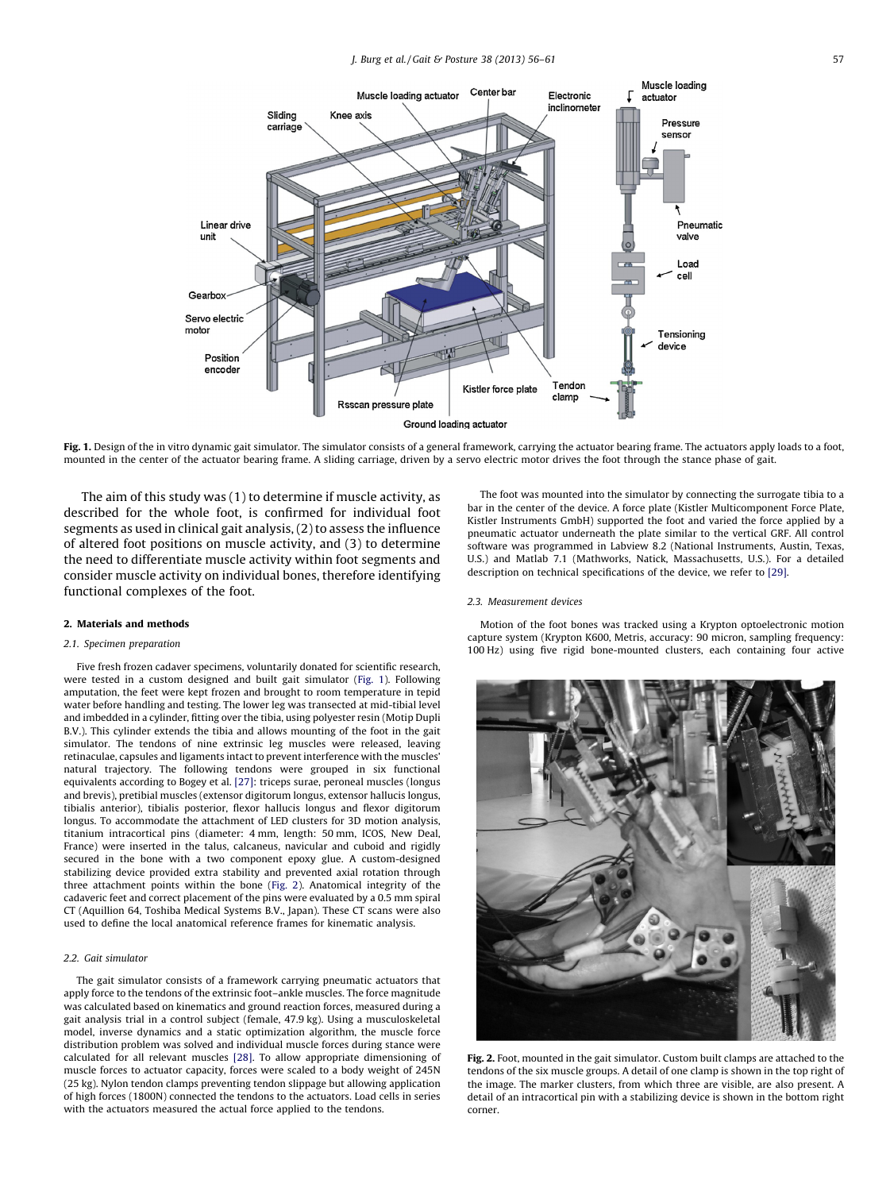Fig. 1. Design of the in vitro dynamic gait simulator. The simulator consists of a general framework, carrying the actuator bearing frame. The actuators apply loads to a foot, mounted in the center of the actuator bearing frame. A sliding carriage, driven by a servo electric motor drives the foot through the stance phase of gait.

The aim of this study was (1) to determine if muscle activity, as described for the whole foot, is confirmed for individual foot segments as used in clinical gait analysis, (2) to assess the influence of altered foot positions on muscle activity, and (3) to determine the need to differentiate muscle activity within foot segments and consider muscle activity on individual bones, therefore identifying functional complexes of the foot.

## 2. Materials and methods

### 2.1. Specimen preparation

Five fresh frozen cadaver specimens, voluntarily donated for scientific research, were tested in a custom designed and built gait simulator (Fig. 1). Following amputation, the feet were kept frozen and brought to room temperature in tepid water before handling and testing. The lower leg was transected at mid-tibial level and imbedded in a cylinder, fitting over the tibia, using polyester resin (Motip Dupli B.V.). This cylinder extends the tibia and allows mounting of the foot in the gait simulator. The tendons of nine extrinsic leg muscles were released, leaving retinaculae, capsules and ligaments intact to prevent interference with the muscles' natural trajectory. The following tendons were grouped in six functional equivalents according to Bogey et al. [27]: triceps surae, peroneal muscles (longus and brevis), pretibial muscles (extensor digitorum longus, extensor hallucis longus, tibialis anterior), tibialis posterior, flexor hallucis longus and flexor digitorum longus. To accommodate the attachment of LED clusters for 3D motion analysis, titanium intracortical pins (diameter: 4 mm, length: 50 mm, ICOS, New Deal, France) were inserted in the talus, calcaneus, navicular and cuboid and rigidly secured in the bone with a two component epoxy glue. A custom-designed stabilizing device provided extra stability and prevented axial rotation through three attachment points within the bone (Fig. 2). Anatomical integrity of the cadaveric feet and correct placement of the pins were evaluated by a 0.5 mm spiral CT (Aquillion 64, Toshiba Medical Systems B.V., Japan). These CT scans were also used to define the local anatomical reference frames for kinematic analysis.

### 2.2. Gait simulator

The gait simulator consists of a framework carrying pneumatic actuators that apply force to the tendons of the extrinsic foot–ankle muscles. The force magnitude was calculated based on kinematics and ground reaction forces, measured during a gait analysis trial in a control subject (female, 47.9 kg). Using a musculoskeletal model, inverse dynamics and a static optimization algorithm, the muscle force distribution problem was solved and individual muscle forces during stance were calculated for all relevant muscles [28]. To allow appropriate dimensioning of muscle forces to actuator capacity, forces were scaled to a body weight of 245N (25 kg). Nylon tendon clamps preventing tendon slippage but allowing application of high forces (1800N) connected the tendons to the actuators. Load cells in series with the actuators measured the actual force applied to the tendons.

The foot was mounted into the simulator by connecting the surrogate tibia to a bar in the center of the device. A force plate (Kistler Multicomponent Force Plate, Kistler Instruments GmbH) supported the foot and varied the force applied by a pneumatic actuator underneath the plate similar to the vertical GRF. All control software was programmed in Labview 8.2 (National Instruments, Austin, Texas, U.S.) and Matlab 7.1 (Mathworks, Natick, Massachusetts, U.S.). For a detailed description on technical specifications of the device, we refer to [29].

### 2.3. Measurement devices

Motion of the foot bones was tracked using a Krypton optoelectronic motion capture system (Krypton K600, Metris, accuracy: 90 micron, sampling frequency: 100 Hz) using five rigid bone-mounted clusters, each containing four active

Fig. 2. Foot, mounted in the gait simulator. Custom built clamps are attached to the tendons of the six muscle groups. A detail of one clamp is shown in the top right of the image. The marker clusters, from which three are visible, are also present. A detail of an intracortical pin with a stabilizing device is shown in the bottom right corner.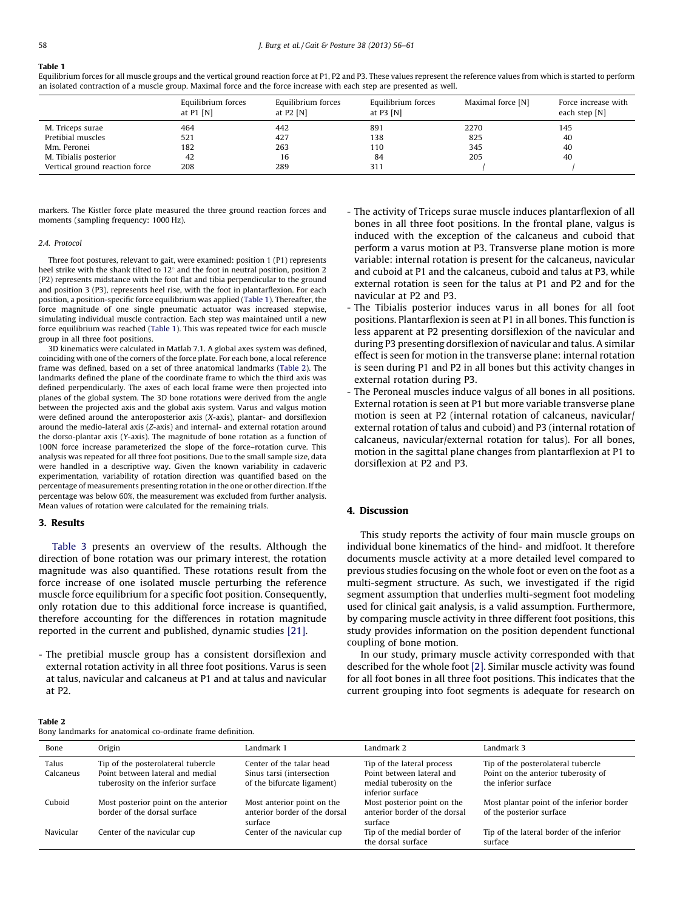**Table 1**
Equilibrium forces for all muscle groups and the vertical ground reaction force at P1, P2 and P3. These values represent the reference values from which is started to perform an isolated contraction of a muscle group. Maximal force and the force increase with each step are presented as well.

| | Equilibrium forces at P1 [N] | Equilibrium forces at P2 [N] | Equilibrium forces at P3 [N] | Maximal force [N] | Force increase with each step [N] |
|---|---|---|---|---|---|
| M. Triceps surae | 464 | 442 | 891 | 2270 | 145 |
| Pretibial muscles | 521 | 427 | 138 | 825 | 40 |
| Mm. Peronei | 182 | 263 | 110 | 345 | 40 |
| M. Tibialis posterior | 42 | 16 | 84 | 205 | 40 |
| Vertical ground reaction force | 208 | 289 | 311 | / | / |

markers. The Kistler force plate measured the three ground reaction forces and moments (sampling frequency: 1000 Hz).

*2.4. Protocol*

Three foot postures, relevant to gait, were examined: position 1 (P1) represents heel strike with the shank tilted to 12° and the foot in neutral position, position 2 (P2) represents midstance with the foot flat and tibia perpendicular to the ground and position 3 (P3), represents heel rise, with the foot in plantarflexion. For each position, a position-specific force equilibrium was applied (Table 1). Thereafter, the force magnitude of one single pneumatic actuator was increased stepwise, simulating individual muscle contraction. Each step was maintained until a new force equilibrium was reached (Table 1). This was repeated twice for each muscle group in all three foot positions.

3D kinematics were calculated in Matlab 7.1. A global axes system was defined, coinciding with one of the corners of the force plate. For each bone, a local reference frame was defined, based on a set of three anatomical landmarks (Table 2). The landmarks defined the plane of the coordinate frame to which the third axis was defined perpendicularly. The axes of each local frame were then projected into planes of the global system. The 3D bone rotations were derived from the angle between the projected axis and the global axis system. Varus and valgus motion were defined around the anteroposterior axis (*X*-axis), plantar- and dorsiflexion around the medio-lateral axis (*Z*-axis) and internal- and external rotation around the dorso-plantar axis (*Y*-axis). The magnitude of bone rotation as a function of 100N force increase parameterized the slope of the force–rotation curve. This analysis was repeated for all three foot positions. Due to the small sample size, data were handled in a descriptive way. Given the known variability in cadaveric experimentation, variability of rotation direction was quantified based on the percentage of measurements presenting rotation in the one or other direction. If the percentage was below 60%, the measurement was excluded from further analysis. Mean values of rotation were calculated for the remaining trials.

## 3. Results

Table 3 presents an overview of the results. Although the direction of bone rotation was our primary interest, the rotation magnitude was also quantified. These rotations result from the force increase of one isolated muscle perturbing the reference muscle force equilibrium for a specific foot position. Consequently, only rotation due to this additional force increase is quantified, therefore accounting for the differences in rotation magnitude reported in the current and published, dynamic studies [21].

- The pretibial muscle group has a consistent dorsiflexion and external rotation activity in all three foot positions. Varus is seen at talus, navicular and calcaneus at P1 and at talus and navicular at P2.
- The activity of Triceps surae muscle induces plantarflexion of all bones in all three foot positions. In the frontal plane, valgus is induced with the exception of the calcaneus and cuboid that perform a varus motion at P3. Transverse plane motion is more variable: internal rotation is present for the calcaneus, navicular and cuboid at P1 and the calcaneus, cuboid and talus at P3, while external rotation is seen for the talus at P1 and P2 and for the navicular at P2 and P3.
- The Tibialis posterior induces varus in all bones for all foot positions. Plantarflexion is seen at P1 in all bones. This function is less apparent at P2 presenting dorsiflexion of the navicular and during P3 presenting dorsiflexion of navicular and talus. A similar effect is seen for motion in the transverse plane: internal rotation is seen during P1 and P2 in all bones but this activity changes in external rotation during P3.
- The Peroneal muscles induce valgus of all bones in all positions. External rotation is seen at P1 but more variable transverse plane motion is seen at P2 (internal rotation of calcaneus, navicular/external rotation of talus and cuboid) and P3 (internal rotation of calcaneus, navicular/external rotation for talus). For all bones, motion in the sagittal plane changes from plantarflexion at P1 to dorsiflexion at P2 and P3.

## 4. Discussion

This study reports the activity of four main muscle groups on individual bone kinematics of the hind- and midfoot. It therefore documents muscle activity at a more detailed level compared to previous studies focusing on the whole foot or even on the foot as a multi-segment structure. As such, we investigated if the rigid segment assumption that underlies multi-segment foot modeling used for clinical gait analysis, is a valid assumption. Furthermore, by comparing muscle activity in three different foot positions, this study provides information on the position dependent functional coupling of bone motion.

In our study, primary muscle activity corresponded with that described for the whole foot [2]. Similar muscle activity was found for all foot bones in all three foot positions. This indicates that the current grouping into foot segments is adequate for research on

**Table 2**
Bony landmarks for anatomical co-ordinate frame definition.

| Bone | Origin | Landmark 1 | Landmark 2 | Landmark 3 |
|---|---|---|---|---|
| Talus | Tip of the posterolateral tubercle | Center of the talar head | Tip of the lateral process | Tip of the posterolateral tubercle |
| Calcaneus | Point between lateral and medial tuberosity on the inferior surface | Sinus tarsi (intersection of the bifurcate ligament) | Point between lateral and medial tuberosity on the inferior surface | Point on the anterior tuberosity of the inferior surface |
| Cuboid | Most posterior point on the anterior border of the dorsal surface | Most anterior point on the anterior border of the dorsal surface | Most posterior point on the anterior border of the dorsal surface | Most plantar point of the inferior border of the posterior surface |
| Navicular | Center of the navicular cup | Center of the navicular cup | Tip of the medial border of the dorsal surface | Tip of the lateral border of the inferior surface |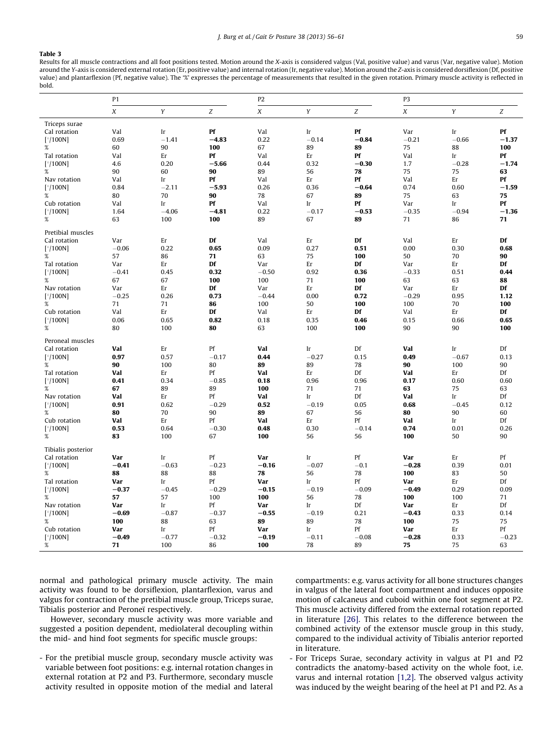**Table 3**

Results for all muscle contractions and all foot positions tested. Motion around the X-axis is considered valgus (Val, positive value) and varus (Var, negative value). Motion around the Y-axis is considered external rotation (Er, positive value) and internal rotation (Ir, negative value). Motion around the Z-axis is considered dorsiflexion (Df, positive value) and plantarflexion (Pf, negative value). The '%' expresses the percentage of measurements that resulted in the given rotation. Primary muscle activity is reflected in bold.

| | P1 | | | P2 | | | P3 | | |
|---|---|---|---|---|---|---|---|---|---|
| | *X* | *Y* | *Z* | *X* | *Y* | *Z* | *X* | *Y* | *Z* |
| Triceps surae | | | | | | | | | |
| Cal rotation | Val | Ir | **Pf** | Val | Ir | **Pf** | Var | Ir | **Pf** |
| [°/100N] | 0.69 | −1.41 | **−4.83** | 0.22 | −0.14 | **−0.84** | −0.21 | −0.66 | **−1.37** |
| % | 60 | 90 | **100** | 67 | 89 | **89** | 75 | 88 | **100** |
| Tal rotation | Val | Er | **Pf** | Val | Er | **Pf** | Val | Ir | **Pf** |
| [°/100N] | 4.6 | 0.20 | **−5.66** | 0.44 | 0.32 | **−0.30** | 1.7 | −0.28 | **−1.74** |
| % | 90 | 60 | **90** | 89 | 56 | **78** | 75 | 75 | **63** |
| Nav rotation | Val | Ir | **Pf** | Val | Er | **Pf** | Val | Er | **Pf** |
| [°/100N] | 0.84 | −2.11 | **−5.93** | 0.26 | 0.36 | **−0.64** | 0.74 | 0.60 | **−1.59** |
| % | 80 | 70 | **90** | 78 | 67 | **89** | 75 | 63 | **75** |
| Cub rotation | Val | Ir | **Pf** | Val | Ir | **Pf** | Var | Ir | **Pf** |
| [°/100N] | 1.64 | −4.06 | **−4.81** | 0.22 | −0.17 | **−0.53** | −0.35 | −0.94 | **−1.36** |
| % | 63 | 100 | **100** | 89 | 67 | **89** | 71 | 86 | **71** |
| Pretibial muscles | | | | | | | | | |
| Cal rotation | Var | Er | **Df** | Val | Er | **Df** | Val | Er | **Df** |
| [°/100N] | −0.06 | 0.22 | **0.65** | 0.09 | 0.27 | **0.51** | 0.00 | 0.30 | **0.68** |
| % | 57 | 86 | **71** | 63 | 75 | **100** | 50 | 70 | **90** |
| Tal rotation | Var | Er | **Df** | Var | Er | **Df** | Var | Er | **Df** |
| [°/100N] | −0.41 | 0.45 | **0.32** | −0.50 | 0.92 | **0.36** | −0.33 | 0.51 | **0.44** |
| % | 67 | 67 | **100** | 100 | 71 | **100** | 63 | 63 | **88** |
| Nav rotation | Var | Er | **Df** | Var | Er | **Df** | Var | Er | **Df** |
| [°/100N] | −0.25 | 0.26 | **0.73** | −0.44 | 0.00 | **0.72** | −0.29 | 0.95 | **1.12** |
| % | 71 | 71 | **86** | 100 | 50 | **100** | 100 | 70 | **100** |
| Cub rotation | Val | Er | **Df** | Val | Er | **Df** | Val | Er | **Df** |
| [°/100N] | 0.06 | 0.65 | **0.82** | 0.18 | 0.35 | **0.46** | 0.15 | 0.66 | **0.65** |
| % | 80 | 100 | **80** | 63 | 100 | **100** | 90 | 90 | **100** |
| Peroneal muscles | | | | | | | | | |
| Cal rotation | **Val** | Er | Pf | **Val** | Ir | Df | **Val** | Ir | Df |
| [°/100N] | **0.97** | 0.57 | −0.17 | **0.44** | −0.27 | 0.15 | **0.49** | −0.67 | 0.13 |
| % | **90** | 100 | 80 | **89** | 89 | 78 | **90** | 100 | 90 |
| Tal rotation | **Val** | Er | Pf | **Val** | Er | Df | **Val** | Er | Df |
| [°/100N] | **0.41** | 0.34 | −0.85 | **0.18** | 0.96 | 0.96 | **0.17** | 0.60 | 0.60 |
| % | **67** | 89 | 89 | **100** | 71 | 71 | **63** | 75 | 63 |
| Nav rotation | **Val** | Er | Pf | **Val** | Ir | Df | **Val** | Ir | Df |
| [°/100N] | **0.91** | 0.62 | −0.29 | **0.52** | −0.19 | 0.05 | **0.68** | −0.45 | 0.12 |
| % | **80** | 70 | 90 | **89** | 67 | 56 | **80** | 90 | 60 |
| Cub rotation | **Val** | Er | Pf | **Val** | Er | Pf | **Val** | Ir | Df |
| [°/100N] | **0.53** | 0.64 | −0.30 | **0.48** | 0.30 | −0.14 | **0.74** | 0.01 | 0.26 |
| % | **83** | 100 | 67 | **100** | 56 | 56 | **100** | 50 | 90 |
| Tibialis posterior | | | | | | | | | |
| Cal rotation | **Var** | Ir | Pf | **Var** | Ir | Pf | **Var** | Er | Pf |
| [°/100N] | **−0.41** | −0.63 | −0.23 | **−0.16** | −0.07 | −0.1 | **−0.28** | 0.39 | 0.01 |
| % | **88** | 88 | 88 | **78** | 56 | 78 | **100** | 83 | 50 |
| Tal rotation | **Var** | Ir | Pf | **Var** | Ir | Pf | **Var** | Er | Df |
| [°/100N] | **−0.37** | −0.45 | −0.29 | **−0.15** | −0.19 | −0.09 | **−0.49** | 0.29 | 0.09 |
| % | **57** | 57 | 100 | **100** | 56 | 78 | **100** | 100 | 71 |
| Nav rotation | **Var** | Ir | Pf | **Var** | Ir | Df | **Var** | Er | Df |
| [°/100N] | **−0.69** | −0.87 | −0.37 | **−0.55** | −0.19 | 0.21 | **−0.43** | 0.33 | 0.14 |
| % | **100** | 88 | 63 | **89** | 89 | 78 | **100** | 75 | 75 |
| Cub rotation | **Var** | Ir | Pf | **Var** | Ir | Pf | **Var** | Er | Pf |
| [°/100N] | **−0.49** | −0.77 | −0.32 | **−0.19** | −0.11 | −0.08 | **−0.28** | 0.33 | −0.23 |
| % | **71** | 100 | 86 | **100** | 78 | 89 | **75** | 75 | 63 |

normal and pathological primary muscle activity. The main activity was found to be dorsiflexion, plantarflexion, varus and valgus for contraction of the pretibial muscle group, Triceps surae, Tibialis posterior and Peroneï respectively.

However, secondary muscle activity was more variable and suggested a position dependent, mediolateral decoupling within the mid- and hind foot segments for specific muscle groups:

- For the pretibial muscle group, secondary muscle activity was variable between foot positions: e.g. internal rotation changes in external rotation at P2 and P3. Furthermore, secondary muscle activity resulted in opposite motion of the medial and lateral compartments: e.g. varus activity for all bone structures changes in valgus of the lateral foot compartment and induces opposite motion of calcaneus and cuboid within one foot segment at P2. This muscle activity differed from the external rotation reported in literature [26]. This relates to the difference between the combined activity of the extensor muscle group in this study, compared to the individual activity of Tibialis anterior reported in literature.
- For Triceps Surae, secondary activity in valgus at P1 and P2 contradicts the anatomy-based activity on the whole foot, i.e. varus and internal rotation [1,2]. The observed valgus activity was induced by the weight bearing of the heel at P1 and P2. As a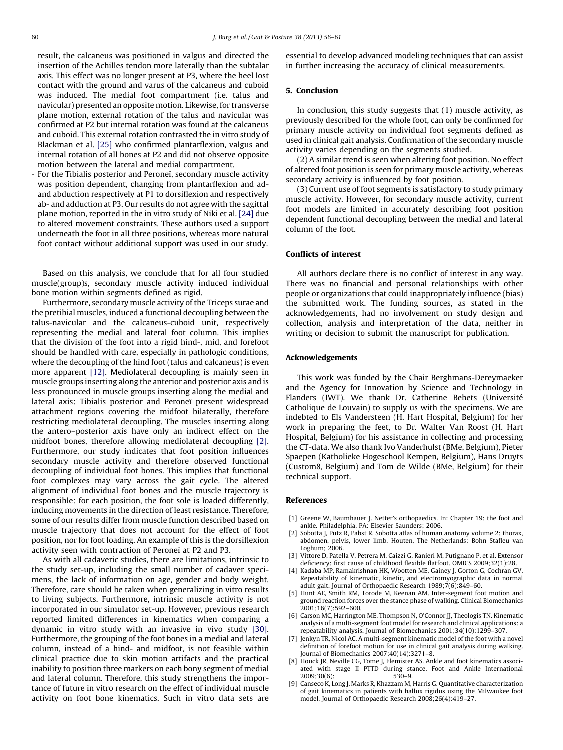result, the calcaneus was positioned in valgus and directed the insertion of the Achilles tendon more laterally than the subtalar axis. This effect was no longer present at P3, where the heel lost contact with the ground and varus of the calcaneus and cuboid was induced. The medial foot compartment (i.e. talus and navicular) presented an opposite motion. Likewise, for transverse plane motion, external rotation of the talus and navicular was confirmed at P2 but internal rotation was found at the calcaneus and cuboid. This external rotation contrasted the in vitro study of Blackman et al. [25] who confirmed plantarflexion, valgus and internal rotation of all bones at P2 and did not observe opposite motion between the lateral and medial compartment.

- For the Tibialis posterior and Peroneï, secondary muscle activity was position dependent, changing from plantarflexion and ad- and abduction respectively at P1 to dorsiflexion and respectively ab- and adduction at P3. Our results do not agree with the sagittal plane motion, reported in the in vitro study of Niki et al. [24] due to altered movement constraints. These authors used a support underneath the foot in all three positions, whereas more natural foot contact without additional support was used in our study.

Based on this analysis, we conclude that for all four studied muscle(group)s, secondary muscle activity induced individual bone motion within segments defined as rigid.

Furthermore, secondary muscle activity of the Triceps surae and the pretibial muscles, induced a functional decoupling between the talus-navicular and the calcaneus-cuboid unit, respectively representing the medial and lateral foot column. This implies that the division of the foot into a rigid hind-, mid, and forefoot should be handled with care, especially in pathologic conditions, where the decoupling of the hind foot (talus and calcaneus) is even more apparent [12]. Mediolateral decoupling is mainly seen in muscle groups inserting along the anterior and posterior axis and is less pronounced in muscle groups inserting along the medial and lateral axis: Tibialis posterior and Peroneï present widespread attachment regions covering the midfoot bilaterally, therefore restricting mediolateral decoupling. The muscles inserting along the antero–posterior axis have only an indirect effect on the midfoot bones, therefore allowing mediolateral decoupling [2]. Furthermore, our study indicates that foot position influences secondary muscle activity and therefore observed functional decoupling of individual foot bones. This implies that functional foot complexes may vary across the gait cycle. The altered alignment of individual foot bones and the muscle trajectory is responsible: for each position, the foot sole is loaded differently, inducing movements in the direction of least resistance. Therefore, some of our results differ from muscle function described based on muscle trajectory that does not account for the effect of foot position, nor for foot loading. An example of this is the dorsiflexion activity seen with contraction of Peroneï at P2 and P3.

As with all cadaveric studies, there are limitations, intrinsic to the study set-up, including the small number of cadaver specimens, the lack of information on age, gender and body weight. Therefore, care should be taken when generalizing in vitro results to living subjects. Furthermore, intrinsic muscle activity is not incorporated in our simulator set-up. However, previous research reported limited differences in kinematics when comparing a dynamic in vitro study with an invasive in vivo study [30]. Furthermore, the grouping of the foot bones in a medial and lateral column, instead of a hind- and midfoot, is not feasible within clinical practice due to skin motion artifacts and the practical inability to position three markers on each bony segment of medial and lateral column. Therefore, this study strengthens the importance of future in vitro research on the effect of individual muscle activity on foot bone kinematics. Such in vitro data sets are essential to develop advanced modeling techniques that can assist in further increasing the accuracy of clinical measurements.

## 5. Conclusion

In conclusion, this study suggests that (1) muscle activity, as previously described for the whole foot, can only be confirmed for primary muscle activity on individual foot segments defined as used in clinical gait analysis. Confirmation of the secondary muscle activity varies depending on the segments studied.

(2) A similar trend is seen when altering foot position. No effect of altered foot position is seen for primary muscle activity, whereas secondary activity is influenced by foot position.

(3) Current use of foot segments is satisfactory to study primary muscle activity. However, for secondary muscle activity, current foot models are limited in accurately describing foot position dependent functional decoupling between the medial and lateral column of the foot.

## Conflicts of interest

All authors declare there is no conflict of interest in any way. There was no financial and personal relationships with other people or organizations that could inappropriately influence (bias) the submitted work. The funding sources, as stated in the acknowledgements, had no involvement on study design and collection, analysis and interpretation of the data, neither in writing or decision to submit the manuscript for publication.

## Acknowledgements

This work was funded by the Chair Berghmans-Dereymaeker and the Agency for Innovation by Science and Technology in Flanders (IWT). We thank Dr. Catherine Behets (Université Catholique de Louvain) to supply us with the specimens. We are indebted to Els Vandersteen (H. Hart Hospital, Belgium) for her work in preparing the feet, to Dr. Walter Van Roost (H. Hart Hospital, Belgium) for his assistance in collecting and processing the CT-data. We also thank Ivo Vanderhulst (BMe, Belgium), Pieter Spaepen (Katholieke Hogeschool Kempen, Belgium), Hans Druyts (Custom8, Belgium) and Tom de Wilde (BMe, Belgium) for their technical support.

## References

[1] Greene W, Baumhauer J. Netter's orthopaedics. In: Chapter 19: the foot and ankle. Philadelphia, PA: Elsevier Saunders; 2006.

[2] Sobotta J, Putz R, Pabst R. Sobotta atlas of human anatomy volume 2: thorax, abdomen, pelvis, lower limb. Houten, The Netherlands: Bohn Stafleu van Loghum; 2006.

[3] Vittore D, Patella V, Petrera M, Caizzi G, Ranieri M, Putignano P, et al. Extensor deficiency: first cause of childhood flexible flatfoot. OMICS 2009;32(1):28.

[4] Kadaba MP, Ramakrishnan HK, Wootten ME, Gainey J, Gorton G, Cochran GV. Repeatability of kinematic, kinetic, and electromyographic data in normal adult gait. Journal of Orthopaedic Research 1989;7(6):849–60.

[5] Hunt AE, Smith RM, Torode M, Keenan AM. Inter-segment foot motion and ground reaction forces over the stance phase of walking. Clinical Biomechanics 2001;16(7):592–600.

[6] Carson MC, Harrington ME, Thompson N, O'Connor JJ, Theologis TN. Kinematic analysis of a multi-segment foot model for research and clinical applications: a repeatability analysis. Journal of Biomechanics 2001;34(10):1299–307.

[7] Jenkyn TR, Nicol AC. A multi-segment kinematic model of the foot with a novel definition of forefoot motion for use in clinical gait analysis during walking. Journal of Biomechanics 2007;40(14):3271–8.

[8] Houck JR, Neville CG, Tome J, Flemister AS. Ankle and foot kinematics associated with stage II PTTD during stance. Foot and Ankle International 2009;30(6): 530–9.

[9] Canseco K, Long J, Marks R, Khazzam M, Harris G. Quantitative characterization of gait kinematics in patients with hallux rigidus using the Milwaukee foot model. Journal of Orthopaedic Research 2008;26(4):419–27.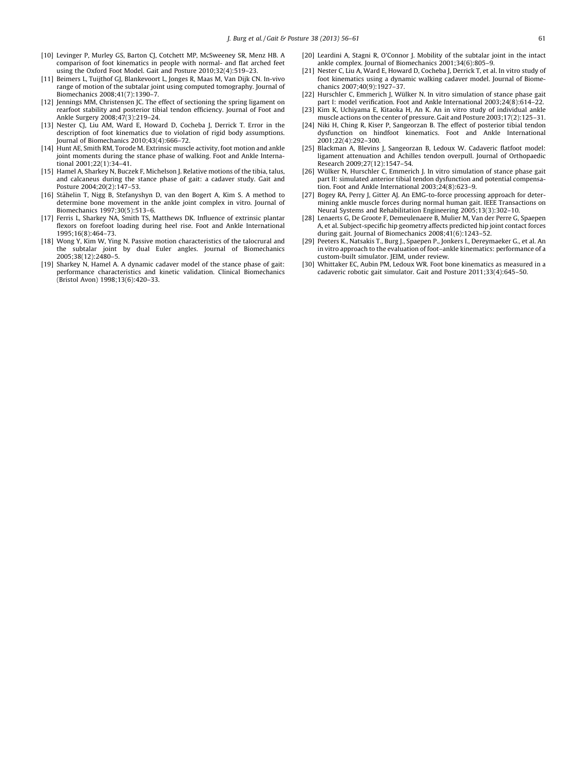[10] Levinger P, Murley GS, Barton CJ, Cotchett MP, McSweeney SR, Menz HB. A comparison of foot kinematics in people with normal- and flat arched feet using the Oxford Foot Model. Gait and Posture 2010;32(4):519–23.

[11] Beimers L, Tuijthof GJ, Blankevoort L, Jonges R, Maas M, Van Dijk CN. In-vivo range of motion of the subtalar joint using computed tomography. Journal of Biomechanics 2008;41(7):1390–7.

[12] Jennings MM, Christensen JC. The effect of sectioning the spring ligament on rearfoot stability and posterior tibial tendon efficiency. Journal of Foot and Ankle Surgery 2008;47(3):219–24.

[13] Nester CJ, Liu AM, Ward E, Howard D, Cocheba J, Derrick T. Error in the description of foot kinematics due to violation of rigid body assumptions. Journal of Biomechanics 2010;43(4):666–72.

[14] Hunt AE, Smith RM, Torode M. Extrinsic muscle activity, foot motion and ankle joint moments during the stance phase of walking. Foot and Ankle International 2001;22(1):34–41.

[15] Hamel A, Sharkey N, Buczek F, Michelson J. Relative motions of the tibia, talus, and calcaneus during the stance phase of gait: a cadaver study. Gait and Posture 2004;20(2):147–53.

[16] Stähelin T, Nigg B, Stefanyshyn D, van den Bogert A, Kim S. A method to determine bone movement in the ankle joint complex in vitro. Journal of Biomechanics 1997;30(5):513–6.

[17] Ferris L, Sharkey NA, Smith TS, Matthews DK. Influence of extrinsic plantar flexors on forefoot loading during heel rise. Foot and Ankle International 1995;16(8):464–73.

[18] Wong Y, Kim W, Ying N. Passive motion characteristics of the talocrural and the subtalar joint by dual Euler angles. Journal of Biomechanics 2005;38(12):2480–5.

[19] Sharkey N, Hamel A. A dynamic cadaver model of the stance phase of gait: performance characteristics and kinetic validation. Clinical Biomechanics (Bristol Avon) 1998;13(6):420–33.

[20] Leardini A, Stagni R, O'Connor J. Mobility of the subtalar joint in the intact ankle complex. Journal of Biomechanics 2001;34(6):805–9.

[21] Nester C, Liu A, Ward E, Howard D, Cocheba J, Derrick T, et al. In vitro study of foot kinematics using a dynamic walking cadaver model. Journal of Biomechanics 2007;40(9):1927–37.

[22] Hurschler C, Emmerich J, Wülker N. In vitro simulation of stance phase gait part I: model verification. Foot and Ankle International 2003;24(8):614–22.

[23] Kim K, Uchiyama E, Kitaoka H, An K. An in vitro study of individual ankle muscle actions on the center of pressure. Gait and Posture 2003;17(2):125–31.

[24] Niki H, Ching R, Kiser P, Sangeorzan B. The effect of posterior tibial tendon dysfunction on hindfoot kinematics. Foot and Ankle International 2001;22(4):292–300.

[25] Blackman A, Blevins J, Sangeorzan B, Ledoux W. Cadaveric flatfoot model: ligament attenuation and Achilles tendon overpull. Journal of Orthopaedic Research 2009;27(12):1547–54.

[26] Wülker N, Hurschler C, Emmerich J. In vitro simulation of stance phase gait part II: simulated anterior tibial tendon dysfunction and potential compensation. Foot and Ankle International 2003;24(8):623–9.

[27] Bogey RA, Perry J, Gitter AJ. An EMG-to-force processing approach for determining ankle muscle forces during normal human gait. IEEE Transactions on Neural Systems and Rehabilitation Engineering 2005;13(3):302–10.

[28] Lenaerts G, De Groote F, Demeulenaere B, Mulier M, Van der Perre G, Spaepen A, et al. Subject-specific hip geometry affects predicted hip joint contact forces during gait. Journal of Biomechanics 2008;41(6):1243–52.

[29] Peeters K., Natsakis T., Burg J., Spaepen P., Jonkers I., Dereymaeker G., et al. An in vitro approach to the evaluation of foot–ankle kinematics: performance of a custom-built simulator. JEIM, under review.

[30] Whittaker EC, Aubin PM, Ledoux WR. Foot bone kinematics as measured in a cadaveric robotic gait simulator. Gait and Posture 2011;33(4):645–50.